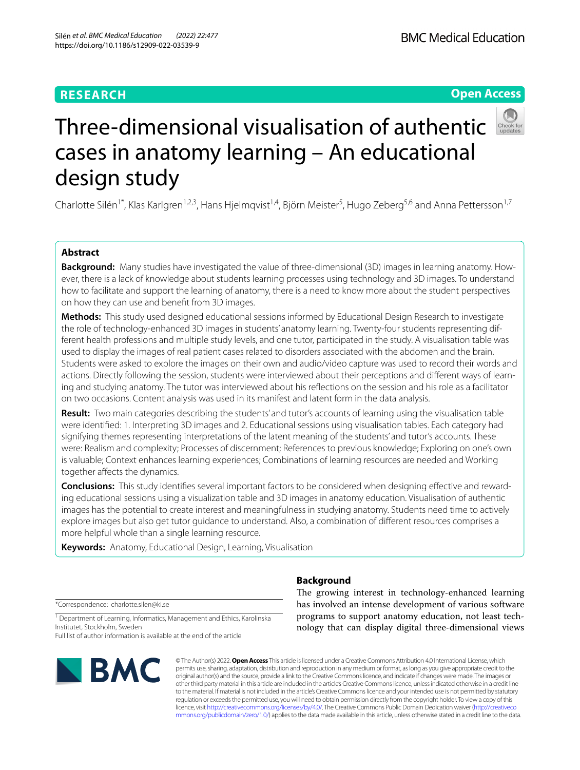RESEARCH

Open Access

# Three-dimensional visualisation of authentic cases in anatomy learning – An educational design study

Charlotte Silén[1*], Klas Karlgren[1,2,3], Hans Hjelmqvist[1,4], Björn Meister[5], Hugo Zeberg[5,6] and Anna Pettersson[1,7]

## Abstract

**Background:** Many studies have investigated the value of three-dimensional (3D) images in learning anatomy. However, there is a lack of knowledge about students learning processes using technology and 3D images. To understand how to facilitate and support the learning of anatomy, there is a need to know more about the student perspectives on how they can use and benefit from 3D images.

**Methods:** This study used designed educational sessions informed by Educational Design Research to investigate the role of technology-enhanced 3D images in students' anatomy learning. Twenty-four students representing different health professions and multiple study levels, and one tutor, participated in the study. A visualisation table was used to display the images of real patient cases related to disorders associated with the abdomen and the brain. Students were asked to explore the images on their own and audio/video capture was used to record their words and actions. Directly following the session, students were interviewed about their perceptions and different ways of learning and studying anatomy. The tutor was interviewed about his reflections on the session and his role as a facilitator on two occasions. Content analysis was used in its manifest and latent form in the data analysis.

**Result:** Two main categories describing the students' and tutor's accounts of learning using the visualisation table were identified: 1. Interpreting 3D images and 2. Educational sessions using visualisation tables. Each category had signifying themes representing interpretations of the latent meaning of the students' and tutor's accounts. These were: Realism and complexity; Processes of discernment; References to previous knowledge; Exploring on one's own is valuable; Context enhances learning experiences; Combinations of learning resources are needed and Working together affects the dynamics.

**Conclusions:** This study identifies several important factors to be considered when designing effective and rewarding educational sessions using a visualization table and 3D images in anatomy education. Visualisation of authentic images has the potential to create interest and meaningfulness in studying anatomy. Students need time to actively explore images but also get tutor guidance to understand. Also, a combination of different resources comprises a more helpful whole than a single learning resource.

**Keywords:** Anatomy, Educational Design, Learning, Visualisation

*Correspondence: charlotte.silen@ki.se

[1] Department of Learning, Informatics, Management and Ethics, Karolinska Institutet, Stockholm, Sweden

Full list of author information is available at the end of the article

## Background

The growing interest in technology-enhanced learning has involved an intense development of various software programs to support anatomy education, not least technology that can display digital three-dimensional views

© The Author(s) 2022. **Open Access** This article is licensed under a Creative Commons Attribution 4.0 International License, which permits use, sharing, adaptation, distribution and reproduction in any medium or format, as long as you give appropriate credit to the original author(s) and the source, provide a link to the Creative Commons licence, and indicate if changes were made. The images or other third party material in this article are included in the article's Creative Commons licence, unless indicated otherwise in a credit line to the material. If material is not included in the article's Creative Commons licence and your intended use is not permitted by statutory regulation or exceeds the permitted use, you will need to obtain permission directly from the copyright holder. To view a copy of this licence, visit http://creativecommons.org/licenses/by/4.0/. The Creative Commons Public Domain Dedication waiver (http://creativecommons.org/publicdomain/zero/1.0/) applies to the data made available in this article, unless otherwise stated in a credit line to the data.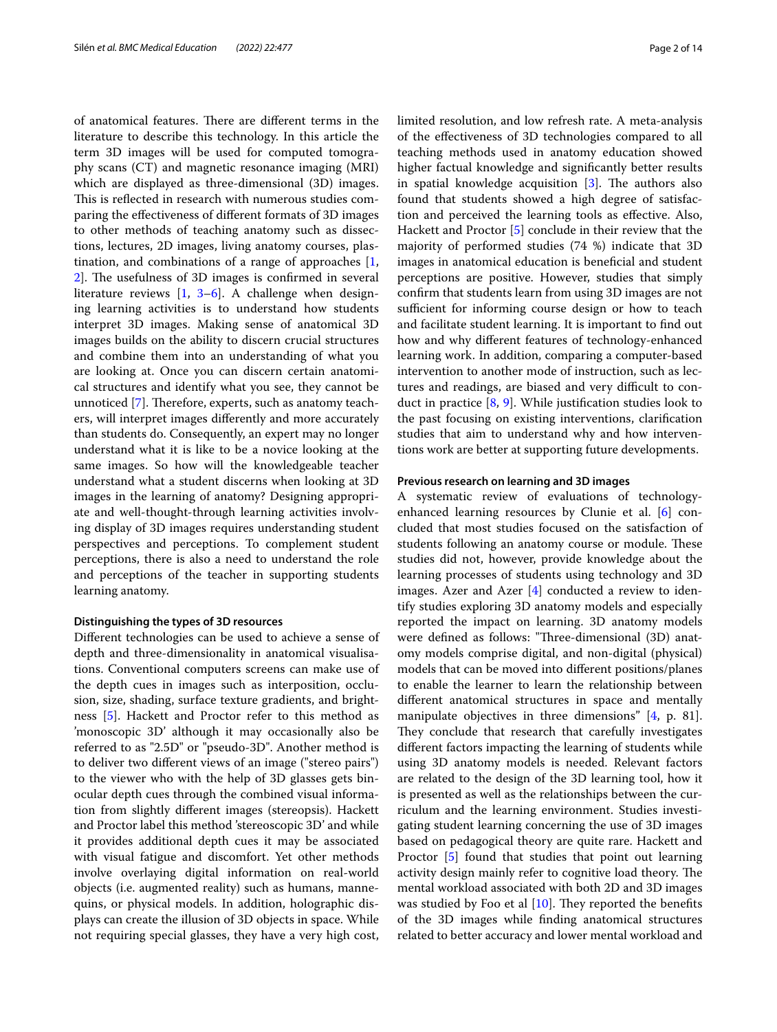of anatomical features. There are different terms in the literature to describe this technology. In this article the term 3D images will be used for computed tomography scans (CT) and magnetic resonance imaging (MRI) which are displayed as three-dimensional (3D) images. This is reflected in research with numerous studies comparing the effectiveness of different formats of 3D images to other methods of teaching anatomy such as dissections, lectures, 2D images, living anatomy courses, plastination, and combinations of a range of approaches [1, 2]. The usefulness of 3D images is confirmed in several literature reviews [1, 3–6]. A challenge when designing learning activities is to understand how students interpret 3D images. Making sense of anatomical 3D images builds on the ability to discern crucial structures and combine them into an understanding of what you are looking at. Once you can discern certain anatomical structures and identify what you see, they cannot be unnoticed [7]. Therefore, experts, such as anatomy teachers, will interpret images differently and more accurately than students do. Consequently, an expert may no longer understand what it is like to be a novice looking at the same images. So how will the knowledgeable teacher understand what a student discerns when looking at 3D images in the learning of anatomy? Designing appropriate and well-thought-through learning activities involving display of 3D images requires understanding student perspectives and perceptions. To complement student perceptions, there is also a need to understand the role and perceptions of the teacher in supporting students learning anatomy.

### Distinguishing the types of 3D resources

Different technologies can be used to achieve a sense of depth and three-dimensionality in anatomical visualisations. Conventional computers screens can make use of the depth cues in images such as interposition, occlusion, size, shading, surface texture gradients, and brightness [5]. Hackett and Proctor refer to this method as 'monoscopic 3D' although it may occasionally also be referred to as "2.5D" or "pseudo-3D". Another method is to deliver two different views of an image ("stereo pairs") to the viewer who with the help of 3D glasses gets binocular depth cues through the combined visual information from slightly different images (stereopsis). Hackett and Proctor label this method 'stereoscopic 3D' and while it provides additional depth cues it may be associated with visual fatigue and discomfort. Yet other methods involve overlaying digital information on real-world objects (i.e. augmented reality) such as humans, mannequins, or physical models. In addition, holographic displays can create the illusion of 3D objects in space. While not requiring special glasses, they have a very high cost, limited resolution, and low refresh rate. A meta-analysis of the effectiveness of 3D technologies compared to all teaching methods used in anatomy education showed higher factual knowledge and significantly better results in spatial knowledge acquisition [3]. The authors also found that students showed a high degree of satisfaction and perceived the learning tools as effective. Also, Hackett and Proctor [5] conclude in their review that the majority of performed studies (74 %) indicate that 3D images in anatomical education is beneficial and student perceptions are positive. However, studies that simply confirm that students learn from using 3D images are not sufficient for informing course design or how to teach and facilitate student learning. It is important to find out how and why different features of technology-enhanced learning work. In addition, comparing a computer-based intervention to another mode of instruction, such as lectures and readings, are biased and very difficult to conduct in practice [8, 9]. While justification studies look to the past focusing on existing interventions, clarification studies that aim to understand why and how interventions work are better at supporting future developments.

### Previous research on learning and 3D images

A systematic review of evaluations of technology-enhanced learning resources by Clunie et al. [6] concluded that most studies focused on the satisfaction of students following an anatomy course or module. These studies did not, however, provide knowledge about the learning processes of students using technology and 3D images. Azer and Azer [4] conducted a review to identify studies exploring 3D anatomy models and especially reported the impact on learning. 3D anatomy models were defined as follows: "Three-dimensional (3D) anatomy models comprise digital, and non-digital (physical) models that can be moved into different positions/planes to enable the learner to learn the relationship between different anatomical structures in space and mentally manipulate objectives in three dimensions" [4, p. 81]. They conclude that research that carefully investigates different factors impacting the learning of students while using 3D anatomy models is needed. Relevant factors are related to the design of the 3D learning tool, how it is presented as well as the relationships between the curriculum and the learning environment. Studies investigating student learning concerning the use of 3D images based on pedagogical theory are quite rare. Hackett and Proctor [5] found that studies that point out learning activity design mainly refer to cognitive load theory. The mental workload associated with both 2D and 3D images was studied by Foo et al [10]. They reported the benefits of the 3D images while finding anatomical structures related to better accuracy and lower mental workload and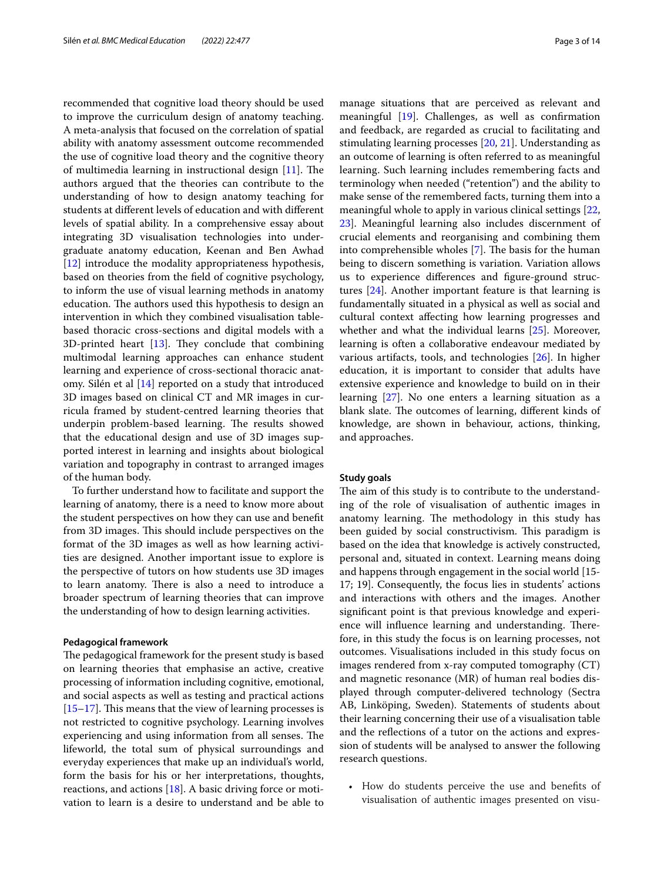recommended that cognitive load theory should be used to improve the curriculum design of anatomy teaching. A meta-analysis that focused on the correlation of spatial ability with anatomy assessment outcome recommended the use of cognitive load theory and the cognitive theory of multimedia learning in instructional design [11]. The authors argued that the theories can contribute to the understanding of how to design anatomy teaching for students at different levels of education and with different levels of spatial ability. In a comprehensive essay about integrating 3D visualisation technologies into undergraduate anatomy education, Keenan and Ben Awhad [12] introduce the modality appropriateness hypothesis, based on theories from the field of cognitive psychology, to inform the use of visual learning methods in anatomy education. The authors used this hypothesis to design an intervention in which they combined visualisation table-based thoracic cross-sections and digital models with a 3D-printed heart [13]. They conclude that combining multimodal learning approaches can enhance student learning and experience of cross-sectional thoracic anatomy. Silén et al [14] reported on a study that introduced 3D images based on clinical CT and MR images in curricula framed by student-centred learning theories that underpin problem-based learning. The results showed that the educational design and use of 3D images supported interest in learning and insights about biological variation and topography in contrast to arranged images of the human body.

To further understand how to facilitate and support the learning of anatomy, there is a need to know more about the student perspectives on how they can use and benefit from 3D images. This should include perspectives on the format of the 3D images as well as how learning activities are designed. Another important issue to explore is the perspective of tutors on how students use 3D images to learn anatomy. There is also a need to introduce a broader spectrum of learning theories that can improve the understanding of how to design learning activities.

### Pedagogical framework

The pedagogical framework for the present study is based on learning theories that emphasise an active, creative processing of information including cognitive, emotional, and social aspects as well as testing and practical actions [15–17]. This means that the view of learning processes is not restricted to cognitive psychology. Learning involves experiencing and using information from all senses. The lifeworld, the total sum of physical surroundings and everyday experiences that make up an individual's world, form the basis for his or her interpretations, thoughts, reactions, and actions [18]. A basic driving force or motivation to learn is a desire to understand and be able to manage situations that are perceived as relevant and meaningful [19]. Challenges, as well as confirmation and feedback, are regarded as crucial to facilitating and stimulating learning processes [20, 21]. Understanding as an outcome of learning is often referred to as meaningful learning. Such learning includes remembering facts and terminology when needed ("retention") and the ability to make sense of the remembered facts, turning them into a meaningful whole to apply in various clinical settings [22, 23]. Meaningful learning also includes discernment of crucial elements and reorganising and combining them into comprehensible wholes [7]. The basis for the human being to discern something is variation. Variation allows us to experience differences and figure-ground structures [24]. Another important feature is that learning is fundamentally situated in a physical as well as social and cultural context affecting how learning progresses and whether and what the individual learns [25]. Moreover, learning is often a collaborative endeavour mediated by various artifacts, tools, and technologies [26]. In higher education, it is important to consider that adults have extensive experience and knowledge to build on in their learning [27]. No one enters a learning situation as a blank slate. The outcomes of learning, different kinds of knowledge, are shown in behaviour, actions, thinking, and approaches.

### Study goals

The aim of this study is to contribute to the understanding of the role of visualisation of authentic images in anatomy learning. The methodology in this study has been guided by social constructivism. This paradigm is based on the idea that knowledge is actively constructed, personal and, situated in context. Learning means doing and happens through engagement in the social world [15-17; 19]. Consequently, the focus lies in students' actions and interactions with others and the images. Another significant point is that previous knowledge and experience will influence learning and understanding. Therefore, in this study the focus is on learning processes, not outcomes. Visualisations included in this study focus on images rendered from x-ray computed tomography (CT) and magnetic resonance (MR) of human real bodies displayed through computer-delivered technology (Sectra AB, Linköping, Sweden). Statements of students about their learning concerning their use of a visualisation table and the reflections of a tutor on the actions and expression of students will be analysed to answer the following research questions.

- How do students perceive the use and benefits of visualisation of authentic images presented on visu-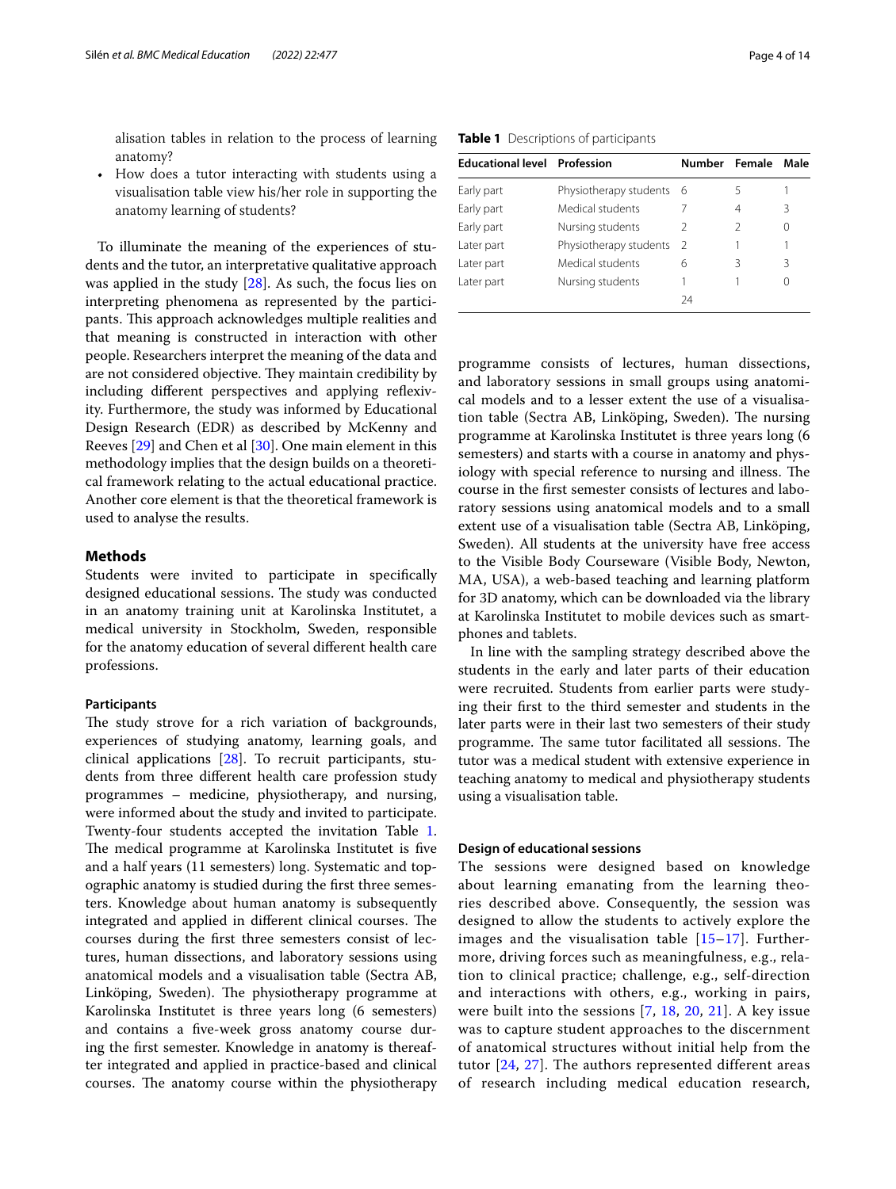alisation tables in relation to the process of learning anatomy?

- How does a tutor interacting with students using a visualisation table view his/her role in supporting the anatomy learning of students?

To illuminate the meaning of the experiences of students and the tutor, an interpretative qualitative approach was applied in the study [28]. As such, the focus lies on interpreting phenomena as represented by the participants. This approach acknowledges multiple realities and that meaning is constructed in interaction with other people. Researchers interpret the meaning of the data and are not considered objective. They maintain credibility by including different perspectives and applying reflexivity. Furthermore, the study was informed by Educational Design Research (EDR) as described by McKenny and Reeves [29] and Chen et al [30]. One main element in this methodology implies that the design builds on a theoretical framework relating to the actual educational practice. Another core element is that the theoretical framework is used to analyse the results.

## Methods

Students were invited to participate in specifically designed educational sessions. The study was conducted in an anatomy training unit at Karolinska Institutet, a medical university in Stockholm, Sweden, responsible for the anatomy education of several different health care professions.

### Participants

The study strove for a rich variation of backgrounds, experiences of studying anatomy, learning goals, and clinical applications [28]. To recruit participants, students from three different health care profession study programmes – medicine, physiotherapy, and nursing, were informed about the study and invited to participate. Twenty-four students accepted the invitation Table 1. The medical programme at Karolinska Institutet is five and a half years (11 semesters) long. Systematic and topographic anatomy is studied during the first three semesters. Knowledge about human anatomy is subsequently integrated and applied in different clinical courses. The courses during the first three semesters consist of lectures, human dissections, and laboratory sessions using anatomical models and a visualisation table (Sectra AB, Linköping, Sweden). The physiotherapy programme at Karolinska Institutet is three years long (6 semesters) and contains a five-week gross anatomy course during the first semester. Knowledge in anatomy is thereafter integrated and applied in practice-based and clinical courses. The anatomy course within the physiotherapy programme consists of lectures, human dissections, and laboratory sessions in small groups using anatomical models and to a lesser extent the use of a visualisation table (Sectra AB, Linköping, Sweden). The nursing programme at Karolinska Institutet is three years long (6 semesters) and starts with a course in anatomy and physiology with special reference to nursing and illness. The course in the first semester consists of lectures and laboratory sessions using anatomical models and to a small extent use of a visualisation table (Sectra AB, Linköping, Sweden). All students at the university have free access to the Visible Body Courseware (Visible Body, Newton, MA, USA), a web-based teaching and learning platform for 3D anatomy, which can be downloaded via the library at Karolinska Institutet to mobile devices such as smartphones and tablets.

**Table 1** Descriptions of participants

| Educational level | Profession | Number | Female | Male |
|---|---|---|---|---|
| Early part | Physiotherapy students | 6 | 5 | 1 |
| Early part | Medical students | 7 | 4 | 3 |
| Early part | Nursing students | 2 | 2 | 0 |
| Later part | Physiotherapy students | 2 | 1 | 1 |
| Later part | Medical students | 6 | 3 | 3 |
| Later part | Nursing students | 1 | 1 | 0 |
| | | 24 | | |

In line with the sampling strategy described above the students in the early and later parts of their education were recruited. Students from earlier parts were studying their first to the third semester and students in the later parts were in their last two semesters of their study programme. The same tutor facilitated all sessions. The tutor was a medical student with extensive experience in teaching anatomy to medical and physiotherapy students using a visualisation table.

### Design of educational sessions

The sessions were designed based on knowledge about learning emanating from the learning theories described above. Consequently, the session was designed to allow the students to actively explore the images and the visualisation table [15–17]. Furthermore, driving forces such as meaningfulness, e.g., relation to clinical practice; challenge, e.g., self-direction and interactions with others, e.g., working in pairs, were built into the sessions [7, 18, 20, 21]. A key issue was to capture student approaches to the discernment of anatomical structures without initial help from the tutor [24, 27]. The authors represented different areas of research including medical education research,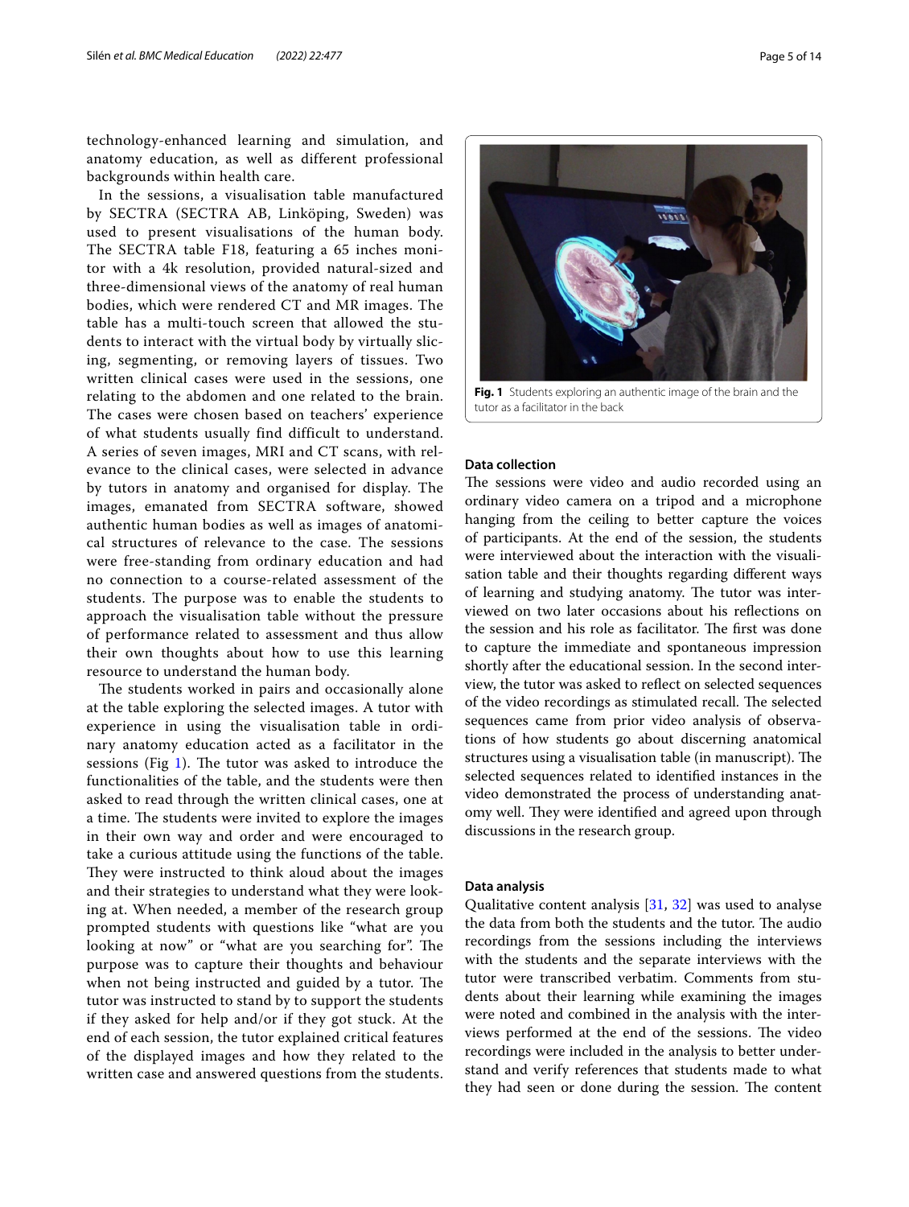technology-enhanced learning and simulation, and anatomy education, as well as different professional backgrounds within health care.

In the sessions, a visualisation table manufactured by SECTRA (SECTRA AB, Linköping, Sweden) was used to present visualisations of the human body. The SECTRA table F18, featuring a 65 inches monitor with a 4k resolution, provided natural-sized and three-dimensional views of the anatomy of real human bodies, which were rendered CT and MR images. The table has a multi-touch screen that allowed the students to interact with the virtual body by virtually slicing, segmenting, or removing layers of tissues. Two written clinical cases were used in the sessions, one relating to the abdomen and one related to the brain. The cases were chosen based on teachers' experience of what students usually find difficult to understand. A series of seven images, MRI and CT scans, with relevance to the clinical cases, were selected in advance by tutors in anatomy and organised for display. The images, emanated from SECTRA software, showed authentic human bodies as well as images of anatomical structures of relevance to the case. The sessions were free-standing from ordinary education and had no connection to a course-related assessment of the students. The purpose was to enable the students to approach the visualisation table without the pressure of performance related to assessment and thus allow their own thoughts about how to use this learning resource to understand the human body.

The students worked in pairs and occasionally alone at the table exploring the selected images. A tutor with experience in using the visualisation table in ordinary anatomy education acted as a facilitator in the sessions (Fig 1). The tutor was asked to introduce the functionalities of the table, and the students were then asked to read through the written clinical cases, one at a time. The students were invited to explore the images in their own way and order and were encouraged to take a curious attitude using the functions of the table. They were instructed to think aloud about the images and their strategies to understand what they were looking at. When needed, a member of the research group prompted students with questions like "what are you looking at now" or "what are you searching for". The purpose was to capture their thoughts and behaviour when not being instructed and guided by a tutor. The tutor was instructed to stand by to support the students if they asked for help and/or if they got stuck. At the end of each session, the tutor explained critical features of the displayed images and how they related to the written case and answered questions from the students.

**Fig. 1** Students exploring an authentic image of the brain and the tutor as a facilitator in the back

### Data collection

The sessions were video and audio recorded using an ordinary video camera on a tripod and a microphone hanging from the ceiling to better capture the voices of participants. At the end of the session, the students were interviewed about the interaction with the visualisation table and their thoughts regarding different ways of learning and studying anatomy. The tutor was interviewed on two later occasions about his reflections on the session and his role as facilitator. The first was done to capture the immediate and spontaneous impression shortly after the educational session. In the second interview, the tutor was asked to reflect on selected sequences of the video recordings as stimulated recall. The selected sequences came from prior video analysis of observations of how students go about discerning anatomical structures using a visualisation table (in manuscript). The selected sequences related to identified instances in the video demonstrated the process of understanding anatomy well. They were identified and agreed upon through discussions in the research group.

### Data analysis

Qualitative content analysis [31, 32] was used to analyse the data from both the students and the tutor. The audio recordings from the sessions including the interviews with the students and the separate interviews with the tutor were transcribed verbatim. Comments from students about their learning while examining the images were noted and combined in the analysis with the interviews performed at the end of the sessions. The video recordings were included in the analysis to better understand and verify references that students made to what they had seen or done during the session. The content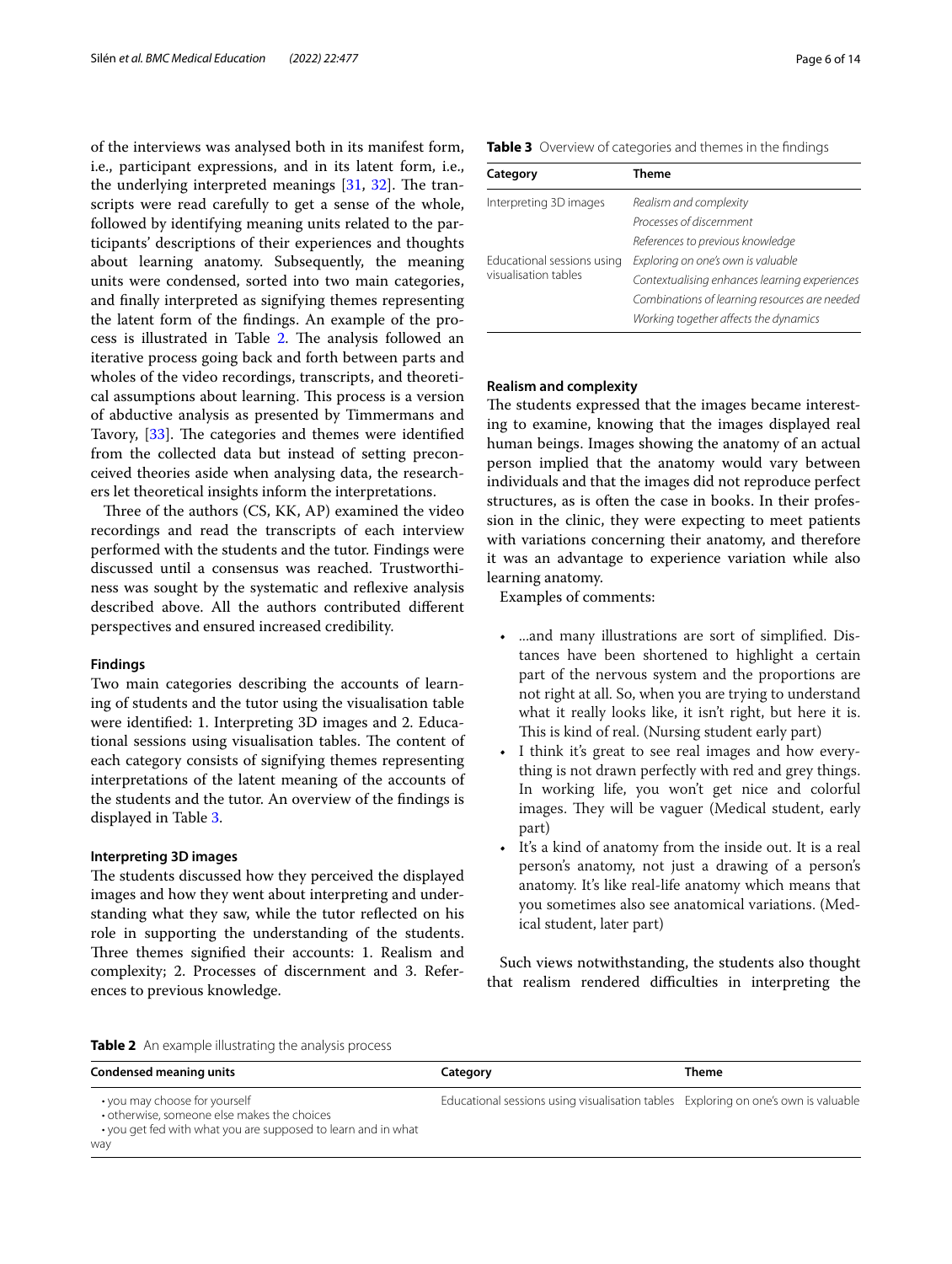of the interviews was analysed both in its manifest form, i.e., participant expressions, and in its latent form, i.e., the underlying interpreted meanings [31, 32]. The transcripts were read carefully to get a sense of the whole, followed by identifying meaning units related to the participants' descriptions of their experiences and thoughts about learning anatomy. Subsequently, the meaning units were condensed, sorted into two main categories, and finally interpreted as signifying themes representing the latent form of the findings. An example of the process is illustrated in Table 2. The analysis followed an iterative process going back and forth between parts and wholes of the video recordings, transcripts, and theoretical assumptions about learning. This process is a version of abductive analysis as presented by Timmermans and Tavory, [33]. The categories and themes were identified from the collected data but instead of setting preconceived theories aside when analysing data, the researchers let theoretical insights inform the interpretations.

Three of the authors (CS, KK, AP) examined the video recordings and read the transcripts of each interview performed with the students and the tutor. Findings were discussed until a consensus was reached. Trustworthiness was sought by the systematic and reflexive analysis described above. All the authors contributed different perspectives and ensured increased credibility.

### Findings

Two main categories describing the accounts of learning of students and the tutor using the visualisation table were identified: 1. Interpreting 3D images and 2. Educational sessions using visualisation tables. The content of each category consists of signifying themes representing interpretations of the latent meaning of the accounts of the students and the tutor. An overview of the findings is displayed in Table 3.

### Interpreting 3D images

The students discussed how they perceived the displayed images and how they went about interpreting and understanding what they saw, while the tutor reflected on his role in supporting the understanding of the students. Three themes signified their accounts: 1. Realism and complexity; 2. Processes of discernment and 3. References to previous knowledge.

**Table 3** Overview of categories and themes in the findings

| Category | Theme |
|---|---|
| Interpreting 3D images | *Realism and complexity* |
| | *Processes of discernment* |
| | *References to previous knowledge* |
| Educational sessions using visualisation tables | *Exploring on one's own is valuable* |
| | *Contextualising enhances learning experiences* |
| | *Combinations of learning resources are needed* |
| | *Working together affects the dynamics* |

### Realism and complexity

The students expressed that the images became interesting to examine, knowing that the images displayed real human beings. Images showing the anatomy of an actual person implied that the anatomy would vary between individuals and that the images did not reproduce perfect structures, as is often the case in books. In their profession in the clinic, they were expecting to meet patients with variations concerning their anatomy, and therefore it was an advantage to experience variation while also learning anatomy.

Examples of comments:

- ...and many illustrations are sort of simplified. Distances have been shortened to highlight a certain part of the nervous system and the proportions are not right at all. So, when you are trying to understand what it really looks like, it isn't right, but here it is. This is kind of real. (Nursing student early part)
- I think it's great to see real images and how everything is not drawn perfectly with red and grey things. In working life, you won't get nice and colorful images. They will be vaguer (Medical student, early part)
- It's a kind of anatomy from the inside out. It is a real person's anatomy, not just a drawing of a person's anatomy. It's like real-life anatomy which means that you sometimes also see anatomical variations. (Medical student, later part)

Such views notwithstanding, the students also thought that realism rendered difficulties in interpreting the

**Table 2** An example illustrating the analysis process

| Condensed meaning units | Category | Theme |
|---|---|---|
| • you may choose for yourself<br>• otherwise, someone else makes the choices<br>• you get fed with what you are supposed to learn and in what way | Educational sessions using visualisation tables | Exploring on one's own is valuable |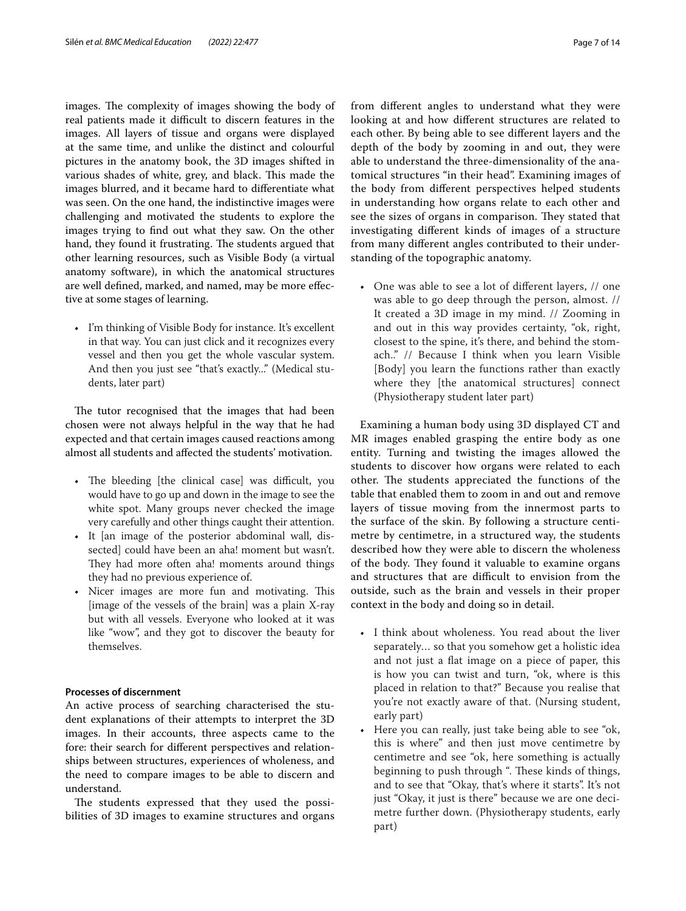images. The complexity of images showing the body of real patients made it difficult to discern features in the images. All layers of tissue and organs were displayed at the same time, and unlike the distinct and colourful pictures in the anatomy book, the 3D images shifted in various shades of white, grey, and black. This made the images blurred, and it became hard to differentiate what was seen. On the one hand, the indistinctive images were challenging and motivated the students to explore the images trying to find out what they saw. On the other hand, they found it frustrating. The students argued that other learning resources, such as Visible Body (a virtual anatomy software), in which the anatomical structures are well defined, marked, and named, may be more effective at some stages of learning.

- I'm thinking of Visible Body for instance. It's excellent in that way. You can just click and it recognizes every vessel and then you get the whole vascular system. And then you just see "that's exactly..." (Medical students, later part)

The tutor recognised that the images that had been chosen were not always helpful in the way that he had expected and that certain images caused reactions among almost all students and affected the students' motivation.

- The bleeding [the clinical case] was difficult, you would have to go up and down in the image to see the white spot. Many groups never checked the image very carefully and other things caught their attention.
- It [an image of the posterior abdominal wall, dissected] could have been an aha! moment but wasn't. They had more often aha! moments around things they had no previous experience of.
- Nicer images are more fun and motivating. This [image of the vessels of the brain] was a plain X-ray but with all vessels. Everyone who looked at it was like "wow", and they got to discover the beauty for themselves.

#### Processes of discernment

An active process of searching characterised the student explanations of their attempts to interpret the 3D images. In their accounts, three aspects came to the fore: their search for different perspectives and relationships between structures, experiences of wholeness, and the need to compare images to be able to discern and understand.

The students expressed that they used the possibilities of 3D images to examine structures and organs from different angles to understand what they were looking at and how different structures are related to each other. By being able to see different layers and the depth of the body by zooming in and out, they were able to understand the three-dimensionality of the anatomical structures "in their head". Examining images of the body from different perspectives helped students in understanding how organs relate to each other and see the sizes of organs in comparison. They stated that investigating different kinds of images of a structure from many different angles contributed to their understanding of the topographic anatomy.

- One was able to see a lot of different layers, // one was able to go deep through the person, almost. // It created a 3D image in my mind. // Zooming in and out in this way provides certainty, "ok, right, closest to the spine, it's there, and behind the stomach.." // Because I think when you learn Visible [Body] you learn the functions rather than exactly where they [the anatomical structures] connect (Physiotherapy student later part)

Examining a human body using 3D displayed CT and MR images enabled grasping the entire body as one entity. Turning and twisting the images allowed the students to discover how organs were related to each other. The students appreciated the functions of the table that enabled them to zoom in and out and remove layers of tissue moving from the innermost parts to the surface of the skin. By following a structure centimetre by centimetre, in a structured way, the students described how they were able to discern the wholeness of the body. They found it valuable to examine organs and structures that are difficult to envision from the outside, such as the brain and vessels in their proper context in the body and doing so in detail.

- I think about wholeness. You read about the liver separately… so that you somehow get a holistic idea and not just a flat image on a piece of paper, this is how you can twist and turn, "ok, where is this placed in relation to that?" Because you realise that you're not exactly aware of that. (Nursing student, early part)
- Here you can really, just take being able to see "ok, this is where" and then just move centimetre by centimetre and see "ok, here something is actually beginning to push through ". These kinds of things, and to see that "Okay, that's where it starts". It's not just "Okay, it just is there" because we are one decimetre further down. (Physiotherapy students, early part)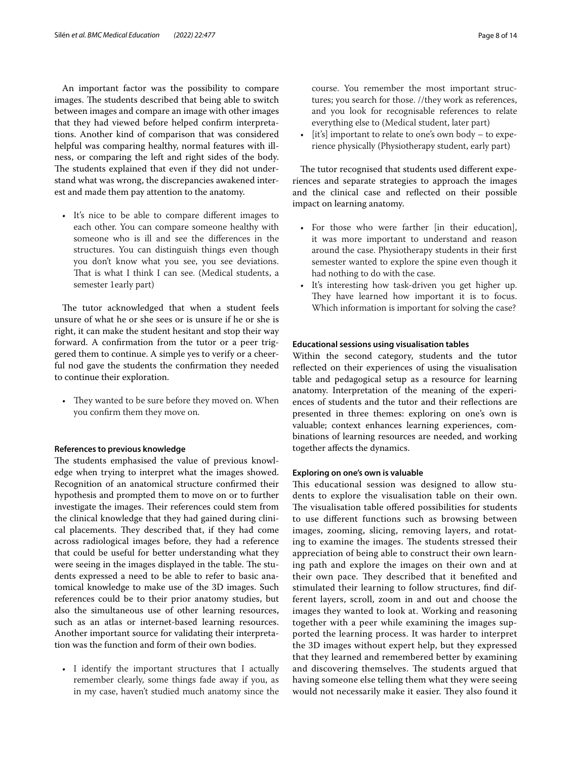An important factor was the possibility to compare images. The students described that being able to switch between images and compare an image with other images that they had viewed before helped confirm interpretations. Another kind of comparison that was considered helpful was comparing healthy, normal features with illness, or comparing the left and right sides of the body. The students explained that even if they did not understand what was wrong, the discrepancies awakened interest and made them pay attention to the anatomy.

- It's nice to be able to compare different images to each other. You can compare someone healthy with someone who is ill and see the differences in the structures. You can distinguish things even though you don't know what you see, you see deviations. That is what I think I can see. (Medical students, a semester 1early part)

The tutor acknowledged that when a student feels unsure of what he or she sees or is unsure if he or she is right, it can make the student hesitant and stop their way forward. A confirmation from the tutor or a peer triggered them to continue. A simple yes to verify or a cheerful nod gave the students the confirmation they needed to continue their exploration.

- They wanted to be sure before they moved on. When you confirm them they move on.

#### References to previous knowledge

The students emphasised the value of previous knowledge when trying to interpret what the images showed. Recognition of an anatomical structure confirmed their hypothesis and prompted them to move on or to further investigate the images. Their references could stem from the clinical knowledge that they had gained during clinical placements. They described that, if they had come across radiological images before, they had a reference that could be useful for better understanding what they were seeing in the images displayed in the table. The students expressed a need to be able to refer to basic anatomical knowledge to make use of the 3D images. Such references could be to their prior anatomy studies, but also the simultaneous use of other learning resources, such as an atlas or internet-based learning resources. Another important source for validating their interpretation was the function and form of their own bodies.

- I identify the important structures that I actually remember clearly, some things fade away if you, as in my case, haven't studied much anatomy since the course. You remember the most important structures; you search for those. //they work as references, and you look for recognisable references to relate everything else to (Medical student, later part)
- [it's] important to relate to one's own body – to experience physically (Physiotherapy student, early part)

The tutor recognised that students used different experiences and separate strategies to approach the images and the clinical case and reflected on their possible impact on learning anatomy.

- For those who were farther [in their education], it was more important to understand and reason around the case. Physiotherapy students in their first semester wanted to explore the spine even though it had nothing to do with the case.
- It's interesting how task-driven you get higher up. They have learned how important it is to focus. Which information is important for solving the case?

#### Educational sessions using visualisation tables

Within the second category, students and the tutor reflected on their experiences of using the visualisation table and pedagogical setup as a resource for learning anatomy. Interpretation of the meaning of the experiences of students and the tutor and their reflections are presented in three themes: exploring on one's own is valuable; context enhances learning experiences, combinations of learning resources are needed, and working together affects the dynamics.

#### Exploring on one's own is valuable

This educational session was designed to allow students to explore the visualisation table on their own. The visualisation table offered possibilities for students to use different functions such as browsing between images, zooming, slicing, removing layers, and rotating to examine the images. The students stressed their appreciation of being able to construct their own learning path and explore the images on their own and at their own pace. They described that it benefited and stimulated their learning to follow structures, find different layers, scroll, zoom in and out and choose the images they wanted to look at. Working and reasoning together with a peer while examining the images supported the learning process. It was harder to interpret the 3D images without expert help, but they expressed that they learned and remembered better by examining and discovering themselves. The students argued that having someone else telling them what they were seeing would not necessarily make it easier. They also found it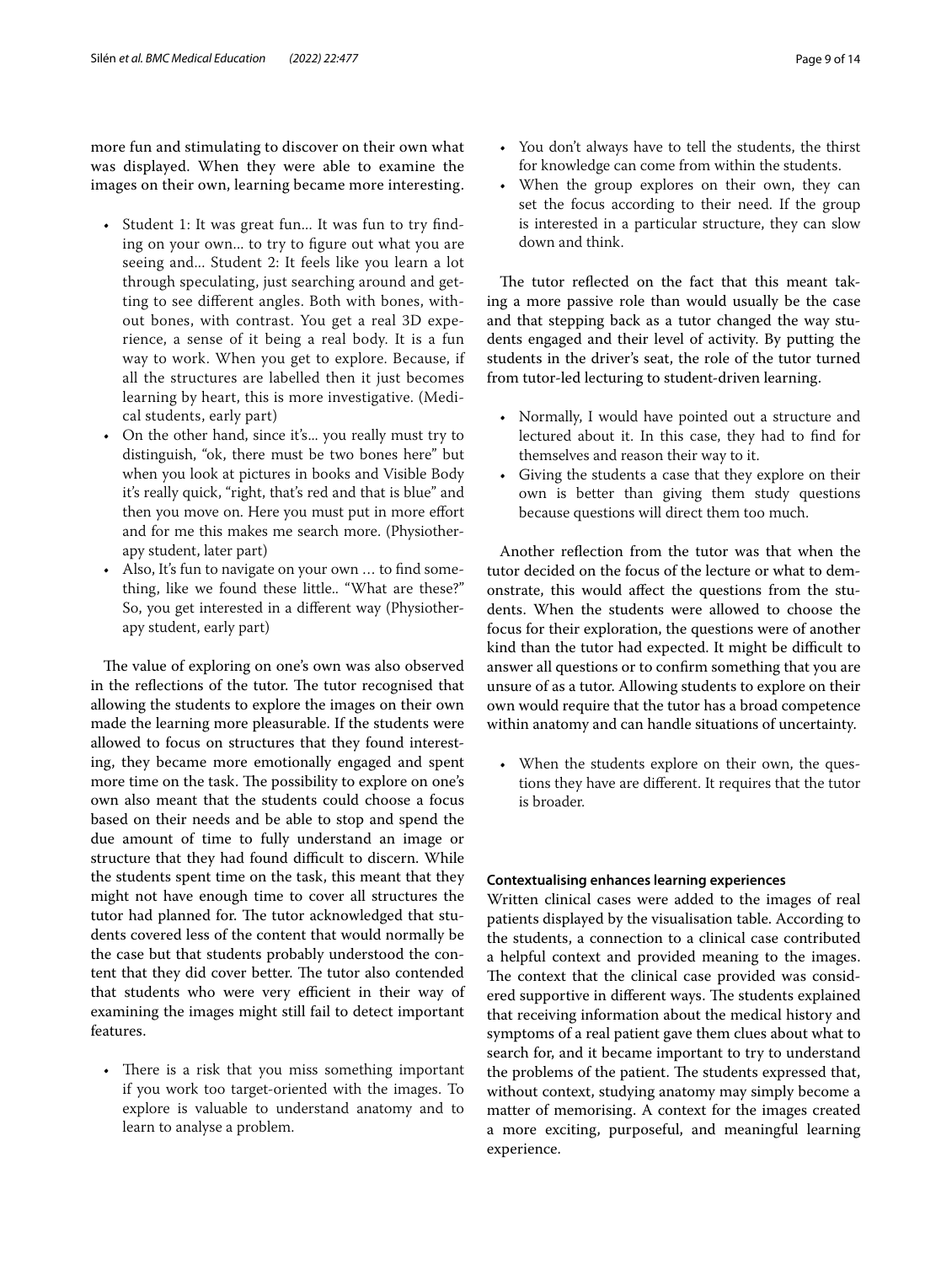more fun and stimulating to discover on their own what was displayed. When they were able to examine the images on their own, learning became more interesting.

- Student 1: It was great fun... It was fun to try finding on your own... to try to figure out what you are seeing and... Student 2: It feels like you learn a lot through speculating, just searching around and getting to see different angles. Both with bones, without bones, with contrast. You get a real 3D experience, a sense of it being a real body. It is a fun way to work. When you get to explore. Because, if all the structures are labelled then it just becomes learning by heart, this is more investigative. (Medical students, early part)
- On the other hand, since it's... you really must try to distinguish, "ok, there must be two bones here" but when you look at pictures in books and Visible Body it's really quick, "right, that's red and that is blue" and then you move on. Here you must put in more effort and for me this makes me search more. (Physiotherapy student, later part)
- Also, It's fun to navigate on your own … to find something, like we found these little.. "What are these?" So, you get interested in a different way (Physiotherapy student, early part)

The value of exploring on one's own was also observed in the reflections of the tutor. The tutor recognised that allowing the students to explore the images on their own made the learning more pleasurable. If the students were allowed to focus on structures that they found interesting, they became more emotionally engaged and spent more time on the task. The possibility to explore on one's own also meant that the students could choose a focus based on their needs and be able to stop and spend the due amount of time to fully understand an image or structure that they had found difficult to discern. While the students spent time on the task, this meant that they might not have enough time to cover all structures the tutor had planned for. The tutor acknowledged that students covered less of the content that would normally be the case but that students probably understood the content that they did cover better. The tutor also contended that students who were very efficient in their way of examining the images might still fail to detect important features.

- There is a risk that you miss something important if you work too target-oriented with the images. To explore is valuable to understand anatomy and to learn to analyse a problem.
- You don't always have to tell the students, the thirst for knowledge can come from within the students.
- When the group explores on their own, they can set the focus according to their need. If the group is interested in a particular structure, they can slow down and think.

The tutor reflected on the fact that this meant taking a more passive role than would usually be the case and that stepping back as a tutor changed the way students engaged and their level of activity. By putting the students in the driver's seat, the role of the tutor turned from tutor-led lecturing to student-driven learning.

- Normally, I would have pointed out a structure and lectured about it. In this case, they had to find for themselves and reason their way to it.
- Giving the students a case that they explore on their own is better than giving them study questions because questions will direct them too much.

Another reflection from the tutor was that when the tutor decided on the focus of the lecture or what to demonstrate, this would affect the questions from the students. When the students were allowed to choose the focus for their exploration, the questions were of another kind than the tutor had expected. It might be difficult to answer all questions or to confirm something that you are unsure of as a tutor. Allowing students to explore on their own would require that the tutor has a broad competence within anatomy and can handle situations of uncertainty.

- When the students explore on their own, the questions they have are different. It requires that the tutor is broader.

#### Contextualising enhances learning experiences

Written clinical cases were added to the images of real patients displayed by the visualisation table. According to the students, a connection to a clinical case contributed a helpful context and provided meaning to the images. The context that the clinical case provided was considered supportive in different ways. The students explained that receiving information about the medical history and symptoms of a real patient gave them clues about what to search for, and it became important to try to understand the problems of the patient. The students expressed that, without context, studying anatomy may simply become a matter of memorising. A context for the images created a more exciting, purposeful, and meaningful learning experience.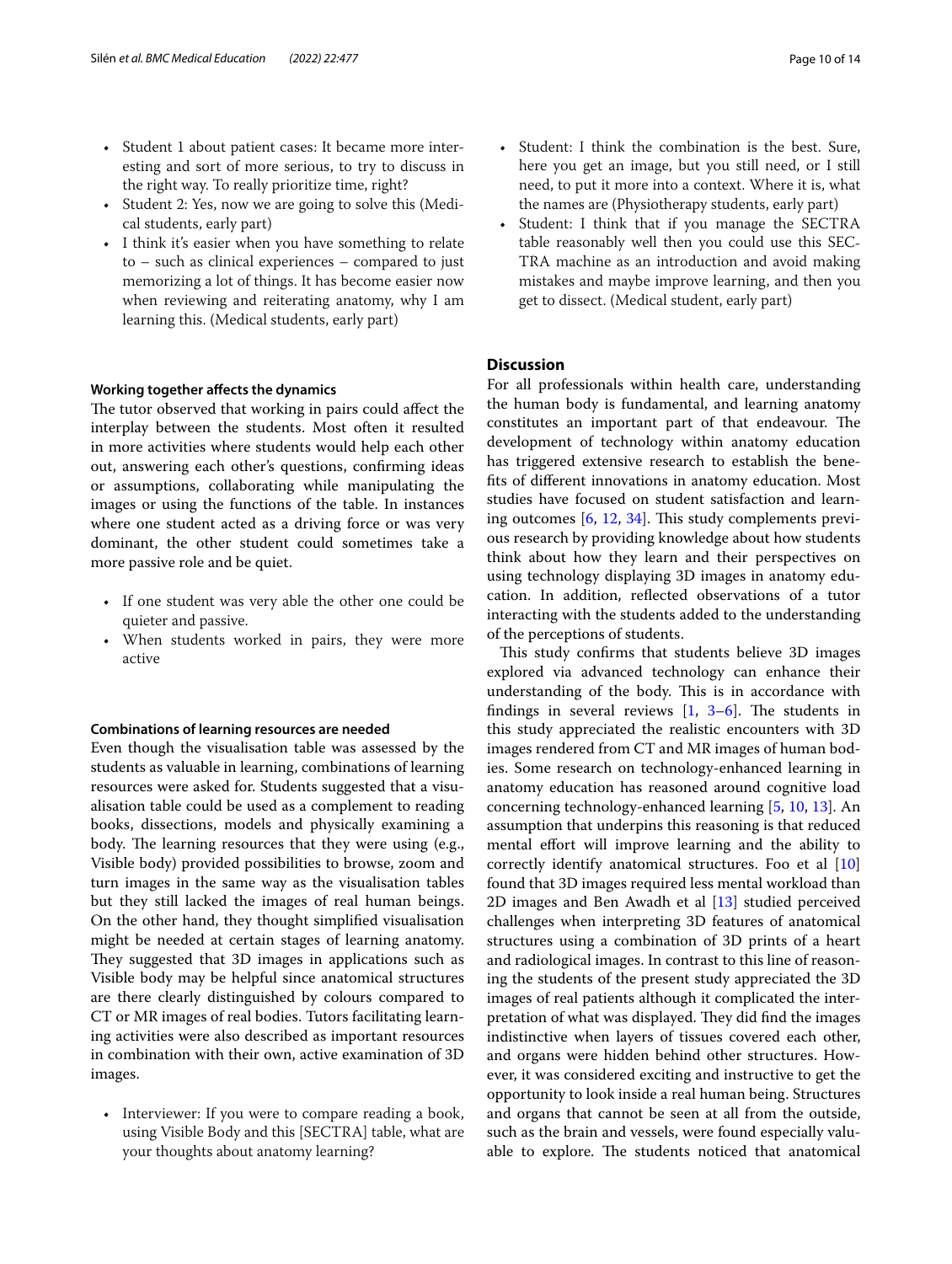- Student 1 about patient cases: It became more interesting and sort of more serious, to try to discuss in the right way. To really prioritize time, right?
- Student 2: Yes, now we are going to solve this (Medical students, early part)
- I think it's easier when you have something to relate to – such as clinical experiences – compared to just memorizing a lot of things. It has become easier now when reviewing and reiterating anatomy, why I am learning this. (Medical students, early part)

#### Working together affects the dynamics

The tutor observed that working in pairs could affect the interplay between the students. Most often it resulted in more activities where students would help each other out, answering each other's questions, confirming ideas or assumptions, collaborating while manipulating the images or using the functions of the table. In instances where one student acted as a driving force or was very dominant, the other student could sometimes take a more passive role and be quiet.

- If one student was very able the other one could be quieter and passive.
- When students worked in pairs, they were more active

#### Combinations of learning resources are needed

Even though the visualisation table was assessed by the students as valuable in learning, combinations of learning resources were asked for. Students suggested that a visualisation table could be used as a complement to reading books, dissections, models and physically examining a body. The learning resources that they were using (e.g., Visible body) provided possibilities to browse, zoom and turn images in the same way as the visualisation tables but they still lacked the images of real human beings. On the other hand, they thought simplified visualisation might be needed at certain stages of learning anatomy. They suggested that 3D images in applications such as Visible body may be helpful since anatomical structures are there clearly distinguished by colours compared to CT or MR images of real bodies. Tutors facilitating learning activities were also described as important resources in combination with their own, active examination of 3D images.

- Interviewer: If you were to compare reading a book, using Visible Body and this [SECTRA] table, what are your thoughts about anatomy learning?
- Student: I think the combination is the best. Sure, here you get an image, but you still need, or I still need, to put it more into a context. Where it is, what the names are (Physiotherapy students, early part)
- Student: I think that if you manage the SECTRA table reasonably well then you could use this SECTRA machine as an introduction and avoid making mistakes and maybe improve learning, and then you get to dissect. (Medical student, early part)

## Discussion

For all professionals within health care, understanding the human body is fundamental, and learning anatomy constitutes an important part of that endeavour. The development of technology within anatomy education has triggered extensive research to establish the benefits of different innovations in anatomy education. Most studies have focused on student satisfaction and learning outcomes [6, 12, 34]. This study complements previous research by providing knowledge about how students think about how they learn and their perspectives on using technology displaying 3D images in anatomy education. In addition, reflected observations of a tutor interacting with the students added to the understanding of the perceptions of students.

This study confirms that students believe 3D images explored via advanced technology can enhance their understanding of the body. This is in accordance with findings in several reviews [1, 3–6]. The students in this study appreciated the realistic encounters with 3D images rendered from CT and MR images of human bodies. Some research on technology-enhanced learning in anatomy education has reasoned around cognitive load concerning technology-enhanced learning [5, 10, 13]. An assumption that underpins this reasoning is that reduced mental effort will improve learning and the ability to correctly identify anatomical structures. Foo et al [10] found that 3D images required less mental workload than 2D images and Ben Awadh et al [13] studied perceived challenges when interpreting 3D features of anatomical structures using a combination of 3D prints of a heart and radiological images. In contrast to this line of reasoning the students of the present study appreciated the 3D images of real patients although it complicated the interpretation of what was displayed. They did find the images indistinctive when layers of tissues covered each other, and organs were hidden behind other structures. However, it was considered exciting and instructive to get the opportunity to look inside a real human being. Structures and organs that cannot be seen at all from the outside, such as the brain and vessels, were found especially valuable to explore. The students noticed that anatomical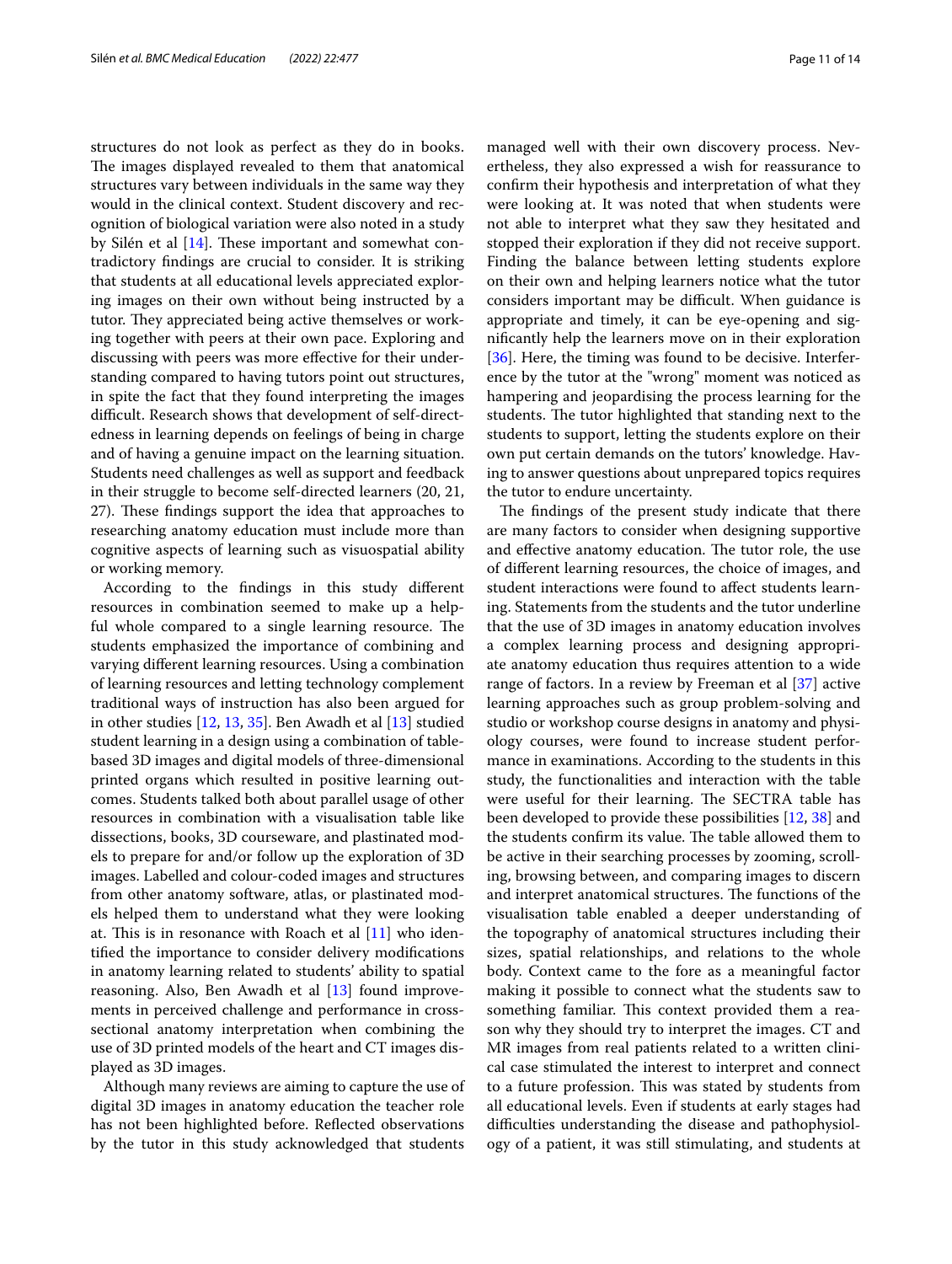structures do not look as perfect as they do in books. The images displayed revealed to them that anatomical structures vary between individuals in the same way they would in the clinical context. Student discovery and recognition of biological variation were also noted in a study by Silén et al [14]. These important and somewhat contradictory findings are crucial to consider. It is striking that students at all educational levels appreciated exploring images on their own without being instructed by a tutor. They appreciated being active themselves or working together with peers at their own pace. Exploring and discussing with peers was more effective for their understanding compared to having tutors point out structures, in spite the fact that they found interpreting the images difficult. Research shows that development of self-directedness in learning depends on feelings of being in charge and of having a genuine impact on the learning situation. Students need challenges as well as support and feedback in their struggle to become self-directed learners (20, 21, 27). These findings support the idea that approaches to researching anatomy education must include more than cognitive aspects of learning such as visuospatial ability or working memory.

According to the findings in this study different resources in combination seemed to make up a helpful whole compared to a single learning resource. The students emphasized the importance of combining and varying different learning resources. Using a combination of learning resources and letting technology complement traditional ways of instruction has also been argued for in other studies [12, 13, 35]. Ben Awadh et al [13] studied student learning in a design using a combination of table-based 3D images and digital models of three-dimensional printed organs which resulted in positive learning outcomes. Students talked both about parallel usage of other resources in combination with a visualisation table like dissections, books, 3D courseware, and plastinated models to prepare for and/or follow up the exploration of 3D images. Labelled and colour-coded images and structures from other anatomy software, atlas, or plastinated models helped them to understand what they were looking at. This is in resonance with Roach et al [11] who identified the importance to consider delivery modifications in anatomy learning related to students' ability to spatial reasoning. Also, Ben Awadh et al [13] found improvements in perceived challenge and performance in cross-sectional anatomy interpretation when combining the use of 3D printed models of the heart and CT images displayed as 3D images.

Although many reviews are aiming to capture the use of digital 3D images in anatomy education the teacher role has not been highlighted before. Reflected observations by the tutor in this study acknowledged that students managed well with their own discovery process. Nevertheless, they also expressed a wish for reassurance to confirm their hypothesis and interpretation of what they were looking at. It was noted that when students were not able to interpret what they saw they hesitated and stopped their exploration if they did not receive support. Finding the balance between letting students explore on their own and helping learners notice what the tutor considers important may be difficult. When guidance is appropriate and timely, it can be eye-opening and significantly help the learners move on in their exploration [36]. Here, the timing was found to be decisive. Interference by the tutor at the "wrong" moment was noticed as hampering and jeopardising the process learning for the students. The tutor highlighted that standing next to the students to support, letting the students explore on their own put certain demands on the tutors' knowledge. Having to answer questions about unprepared topics requires the tutor to endure uncertainty.

The findings of the present study indicate that there are many factors to consider when designing supportive and effective anatomy education. The tutor role, the use of different learning resources, the choice of images, and student interactions were found to affect students learning. Statements from the students and the tutor underline that the use of 3D images in anatomy education involves a complex learning process and designing appropriate anatomy education thus requires attention to a wide range of factors. In a review by Freeman et al [37] active learning approaches such as group problem-solving and studio or workshop course designs in anatomy and physiology courses, were found to increase student performance in examinations. According to the students in this study, the functionalities and interaction with the table were useful for their learning. The SECTRA table has been developed to provide these possibilities [12, 38] and the students confirm its value. The table allowed them to be active in their searching processes by zooming, scrolling, browsing between, and comparing images to discern and interpret anatomical structures. The functions of the visualisation table enabled a deeper understanding of the topography of anatomical structures including their sizes, spatial relationships, and relations to the whole body. Context came to the fore as a meaningful factor making it possible to connect what the students saw to something familiar. This context provided them a reason why they should try to interpret the images. CT and MR images from real patients related to a written clinical case stimulated the interest to interpret and connect to a future profession. This was stated by students from all educational levels. Even if students at early stages had difficulties understanding the disease and pathophysiology of a patient, it was still stimulating, and students at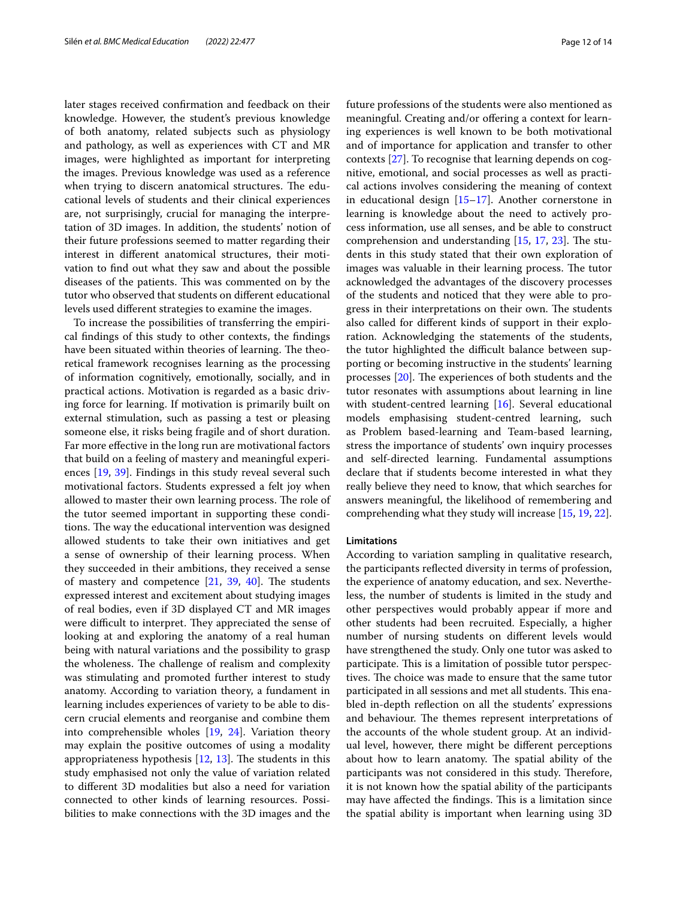later stages received confirmation and feedback on their knowledge. However, the student's previous knowledge of both anatomy, related subjects such as physiology and pathology, as well as experiences with CT and MR images, were highlighted as important for interpreting the images. Previous knowledge was used as a reference when trying to discern anatomical structures. The educational levels of students and their clinical experiences are, not surprisingly, crucial for managing the interpretation of 3D images. In addition, the students' notion of their future professions seemed to matter regarding their interest in different anatomical structures, their motivation to find out what they saw and about the possible diseases of the patients. This was commented on by the tutor who observed that students on different educational levels used different strategies to examine the images.

To increase the possibilities of transferring the empirical findings of this study to other contexts, the findings have been situated within theories of learning. The theoretical framework recognises learning as the processing of information cognitively, emotionally, socially, and in practical actions. Motivation is regarded as a basic driving force for learning. If motivation is primarily built on external stimulation, such as passing a test or pleasing someone else, it risks being fragile and of short duration. Far more effective in the long run are motivational factors that build on a feeling of mastery and meaningful experiences [19, 39]. Findings in this study reveal several such motivational factors. Students expressed a felt joy when allowed to master their own learning process. The role of the tutor seemed important in supporting these conditions. The way the educational intervention was designed allowed students to take their own initiatives and get a sense of ownership of their learning process. When they succeeded in their ambitions, they received a sense of mastery and competence [21, 39, 40]. The students expressed interest and excitement about studying images of real bodies, even if 3D displayed CT and MR images were difficult to interpret. They appreciated the sense of looking at and exploring the anatomy of a real human being with natural variations and the possibility to grasp the wholeness. The challenge of realism and complexity was stimulating and promoted further interest to study anatomy. According to variation theory, a fundament in learning includes experiences of variety to be able to discern crucial elements and reorganise and combine them into comprehensible wholes [19, 24]. Variation theory may explain the positive outcomes of using a modality appropriateness hypothesis [12, 13]. The students in this study emphasised not only the value of variation related to different 3D modalities but also a need for variation connected to other kinds of learning resources. Possibilities to make connections with the 3D images and the future professions of the students were also mentioned as meaningful. Creating and/or offering a context for learning experiences is well known to be both motivational and of importance for application and transfer to other contexts [27]. To recognise that learning depends on cognitive, emotional, and social processes as well as practical actions involves considering the meaning of context in educational design [15–17]. Another cornerstone in learning is knowledge about the need to actively process information, use all senses, and be able to construct comprehension and understanding [15, 17, 23]. The students in this study stated that their own exploration of images was valuable in their learning process. The tutor acknowledged the advantages of the discovery processes of the students and noticed that they were able to progress in their interpretations on their own. The students also called for different kinds of support in their exploration. Acknowledging the statements of the students, the tutor highlighted the difficult balance between supporting or becoming instructive in the students' learning processes [20]. The experiences of both students and the tutor resonates with assumptions about learning in line with student-centred learning [16]. Several educational models emphasising student-centred learning, such as Problem based-learning and Team-based learning, stress the importance of students' own inquiry processes and self-directed learning. Fundamental assumptions declare that if students become interested in what they really believe they need to know, that which searches for answers meaningful, the likelihood of remembering and comprehending what they study will increase [15, 19, 22].

### Limitations

According to variation sampling in qualitative research, the participants reflected diversity in terms of profession, the experience of anatomy education, and sex. Nevertheless, the number of students is limited in the study and other perspectives would probably appear if more and other students had been recruited. Especially, a higher number of nursing students on different levels would have strengthened the study. Only one tutor was asked to participate. This is a limitation of possible tutor perspectives. The choice was made to ensure that the same tutor participated in all sessions and met all students. This enabled in-depth reflection on all the students' expressions and behaviour. The themes represent interpretations of the accounts of the whole student group. At an individual level, however, there might be different perceptions about how to learn anatomy. The spatial ability of the participants was not considered in this study. Therefore, it is not known how the spatial ability of the participants may have affected the findings. This is a limitation since the spatial ability is important when learning using 3D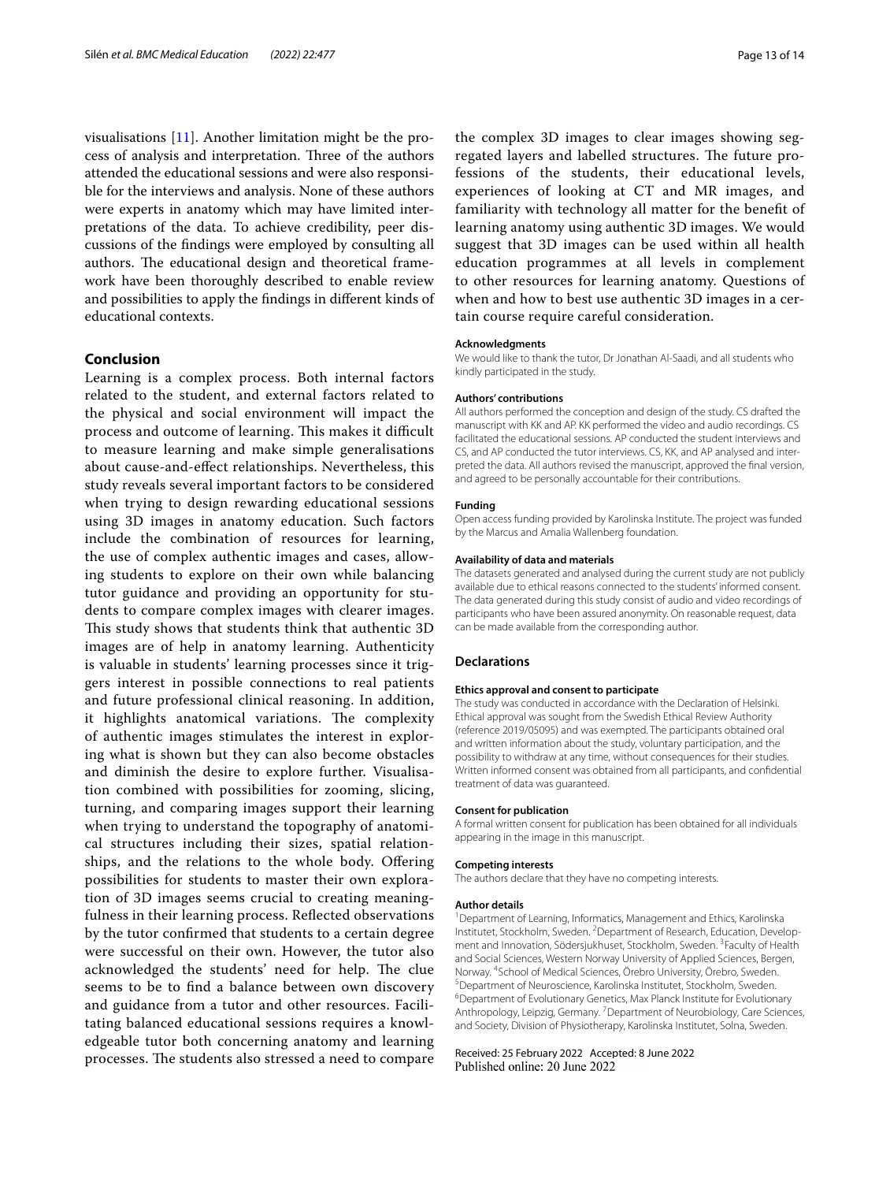visualisations [11]. Another limitation might be the process of analysis and interpretation. Three of the authors attended the educational sessions and were also responsible for the interviews and analysis. None of these authors were experts in anatomy which may have limited interpretations of the data. To achieve credibility, peer discussions of the findings were employed by consulting all authors. The educational design and theoretical framework have been thoroughly described to enable review and possibilities to apply the findings in different kinds of educational contexts.

## Conclusion

Learning is a complex process. Both internal factors related to the student, and external factors related to the physical and social environment will impact the process and outcome of learning. This makes it difficult to measure learning and make simple generalisations about cause-and-effect relationships. Nevertheless, this study reveals several important factors to be considered when trying to design rewarding educational sessions using 3D images in anatomy education. Such factors include the combination of resources for learning, the use of complex authentic images and cases, allowing students to explore on their own while balancing tutor guidance and providing an opportunity for students to compare complex images with clearer images. This study shows that students think that authentic 3D images are of help in anatomy learning. Authenticity is valuable in students' learning processes since it triggers interest in possible connections to real patients and future professional clinical reasoning. In addition, it highlights anatomical variations. The complexity of authentic images stimulates the interest in exploring what is shown but they can also become obstacles and diminish the desire to explore further. Visualisation combined with possibilities for zooming, slicing, turning, and comparing images support their learning when trying to understand the topography of anatomical structures including their sizes, spatial relationships, and the relations to the whole body. Offering possibilities for students to master their own exploration of 3D images seems crucial to creating meaningfulness in their learning process. Reflected observations by the tutor confirmed that students to a certain degree were successful on their own. However, the tutor also acknowledged the students' need for help. The clue seems to be to find a balance between own discovery and guidance from a tutor and other resources. Facilitating balanced educational sessions requires a knowledgeable tutor both concerning anatomy and learning processes. The students also stressed a need to compare the complex 3D images to clear images showing segregated layers and labelled structures. The future professions of the students, their educational levels, experiences of looking at CT and MR images, and familiarity with technology all matter for the benefit of learning anatomy using authentic 3D images. We would suggest that 3D images can be used within all health education programmes at all levels in complement to other resources for learning anatomy. Questions of when and how to best use authentic 3D images in a certain course require careful consideration.

#### Acknowledgments

We would like to thank the tutor, Dr Jonathan Al-Saadi, and all students who kindly participated in the study.

#### Authors' contributions

All authors performed the conception and design of the study. CS drafted the manuscript with KK and AP. KK performed the video and audio recordings. CS facilitated the educational sessions. AP conducted the student interviews and CS, and AP conducted the tutor interviews. CS, KK, and AP analysed and interpreted the data. All authors revised the manuscript, approved the final version, and agreed to be personally accountable for their contributions.

#### Funding

Open access funding provided by Karolinska Institute. The project was funded by the Marcus and Amalia Wallenberg foundation.

#### Availability of data and materials

The datasets generated and analysed during the current study are not publicly available due to ethical reasons connected to the students' informed consent. The data generated during this study consist of audio and video recordings of participants who have been assured anonymity. On reasonable request, data can be made available from the corresponding author.

### Declarations

#### Ethics approval and consent to participate

The study was conducted in accordance with the Declaration of Helsinki. Ethical approval was sought from the Swedish Ethical Review Authority (reference 2019/05095) and was exempted. The participants obtained oral and written information about the study, voluntary participation, and the possibility to withdraw at any time, without consequences for their studies. Written informed consent was obtained from all participants, and confidential treatment of data was guaranteed.

#### Consent for publication

A formal written consent for publication has been obtained for all individuals appearing in the image in this manuscript.

#### Competing interests

The authors declare that they have no competing interests.

#### Author details

[1] Department of Learning, Informatics, Management and Ethics, Karolinska Institutet, Stockholm, Sweden. [2] Department of Research, Education, Development and Innovation, Södersjukhuset, Stockholm, Sweden. [3] Faculty of Health and Social Sciences, Western Norway University of Applied Sciences, Bergen, Norway. [4] School of Medical Sciences, Örebro University, Örebro, Sweden. [5] Department of Neuroscience, Karolinska Institutet, Stockholm, Sweden. [6] Department of Evolutionary Genetics, Max Planck Institute for Evolutionary Anthropology, Leipzig, Germany. [7] Department of Neurobiology, Care Sciences, and Society, Division of Physiotherapy, Karolinska Institutet, Solna, Sweden.

Received: 25 February 2022 Accepted: 8 June 2022
Published online: 20 June 2022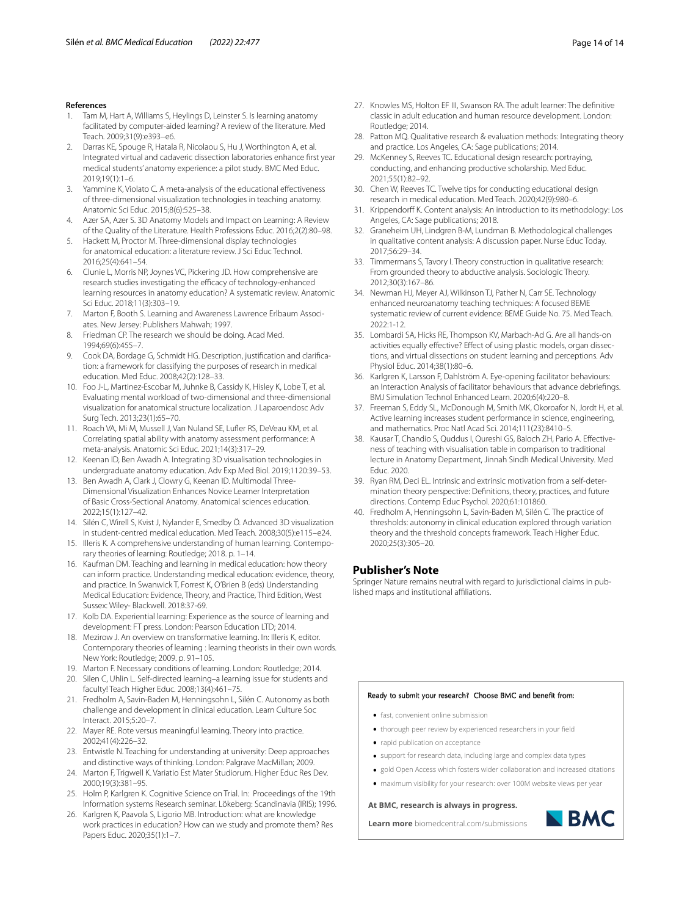## References

1. Tam M, Hart A, Williams S, Heylings D, Leinster S. Is learning anatomy facilitated by computer-aided learning? A review of the literature. Med Teach. 2009;31(9):e393–e6.
2. Darras KE, Spouge R, Hatala R, Nicolaou S, Hu J, Worthington A, et al. Integrated virtual and cadaveric dissection laboratories enhance first year medical students' anatomy experience: a pilot study. BMC Med Educ. 2019;19(1):1–6.
3. Yammine K, Violato C. A meta-analysis of the educational effectiveness of three-dimensional visualization technologies in teaching anatomy. Anatomic Sci Educ. 2015;8(6):525–38.
4. Azer SA, Azer S. 3D Anatomy Models and Impact on Learning: A Review of the Quality of the Literature. Health Professions Educ. 2016;2(2):80–98.
5. Hackett M, Proctor M. Three-dimensional display technologies for anatomical education: a literature review. J Sci Educ Technol. 2016;25(4):641–54.
6. Clunie L, Morris NP, Joynes VC, Pickering JD. How comprehensive are research studies investigating the efficacy of technology-enhanced learning resources in anatomy education? A systematic review. Anatomic Sci Educ. 2018;11(3):303–19.
7. Marton F, Booth S. Learning and Awareness Lawrence Erlbaum Associates. New Jersey: Publishers Mahwah; 1997.
8. Friedman CP. The research we should be doing. Acad Med. 1994;69(6):455–7.
9. Cook DA, Bordage G, Schmidt HG. Description, justification and clarification: a framework for classifying the purposes of research in medical education. Med Educ. 2008;42(2):128–33.
10. Foo J-L, Martinez-Escobar M, Juhnke B, Cassidy K, Hisley K, Lobe T, et al. Evaluating mental workload of two-dimensional and three-dimensional visualization for anatomical structure localization. J Laparoendosc Adv Surg Tech. 2013;23(1):65–70.
11. Roach VA, Mi M, Mussell J, Van Nuland SE, Lufler RS, DeVeau KM, et al. Correlating spatial ability with anatomy assessment performance: A meta-analysis. Anatomic Sci Educ. 2021;14(3):317–29.
12. Keenan ID, Ben Awadh A. Integrating 3D visualisation technologies in undergraduate anatomy education. Adv Exp Med Biol. 2019;1120:39–53.
13. Ben Awadh A, Clark J, Clowry G, Keenan ID. Multimodal Three-Dimensional Visualization Enhances Novice Learner Interpretation of Basic Cross-Sectional Anatomy. Anatomical sciences education. 2022;15(1):127–42.
14. Silén C, Wirell S, Kvist J, Nylander E, Smedby Ö. Advanced 3D visualization in student-centred medical education. Med Teach. 2008;30(5):e115–e24.
15. Illeris K. A comprehensive understanding of human learning. Contemporary theories of learning: Routledge; 2018. p. 1–14.
16. Kaufman DM. Teaching and learning in medical education: how theory can inform practice. Understanding medical education: evidence, theory, and practice. In Swanwick T, Forrest K, O'Brien B (eds) Understanding Medical Education: Evidence, Theory, and Practice, Third Edition, West Sussex: Wiley- Blackwell. 2018:37-69.
17. Kolb DA. Experiential learning: Experience as the source of learning and development: FT press. London: Pearson Education LTD; 2014.
18. Mezirow J. An overview on transformative learning. In: Illeris K, editor. Contemporary theories of learning : learning theorists in their own words. New York: Routledge; 2009. p. 91–105.
19. Marton F. Necessary conditions of learning. London: Routledge; 2014.
20. Silen C, Uhlin L. Self-directed learning–a learning issue for students and faculty! Teach Higher Educ. 2008;13(4):461–75.
21. Fredholm A, Savin-Baden M, Henningsohn L, Silén C. Autonomy as both challenge and development in clinical education. Learn Culture Soc Interact. 2015;5:20–7.
22. Mayer RE. Rote versus meaningful learning. Theory into practice. 2002;41(4):226–32.
23. Entwistle N. Teaching for understanding at university: Deep approaches and distinctive ways of thinking. London: Palgrave MacMillan; 2009.
24. Marton F, Trigwell K. Variatio Est Mater Studiorum. Higher Educ Res Dev. 2000;19(3):381–95.
25. Holm P, Karlgren K. Cognitive Science on Trial. In: Proceedings of the 19th Information systems Research seminar. Lökeberg: Scandinavia (IRIS); 1996.
26. Karlgren K, Paavola S, Ligorio MB. Introduction: what are knowledge work practices in education? How can we study and promote them? Res Papers Educ. 2020;35(1):1–7.
27. Knowles MS, Holton EF III, Swanson RA. The adult learner: The definitive classic in adult education and human resource development. London: Routledge; 2014.
28. Patton MQ. Qualitative research & evaluation methods: Integrating theory and practice. Los Angeles, CA: Sage publications; 2014.
29. McKenney S, Reeves TC. Educational design research: portraying, conducting, and enhancing productive scholarship. Med Educ. 2021;55(1):82–92.
30. Chen W, Reeves TC. Twelve tips for conducting educational design research in medical education. Med Teach. 2020;42(9):980–6.
31. Krippendorff K. Content analysis: An introduction to its methodology: Los Angeles, CA: Sage publications; 2018.
32. Graneheim UH, Lindgren B-M, Lundman B. Methodological challenges in qualitative content analysis: A discussion paper. Nurse Educ Today. 2017;56:29–34.
33. Timmermans S, Tavory I. Theory construction in qualitative research: From grounded theory to abductive analysis. Sociologic Theory. 2012;30(3):167–86.
34. Newman HJ, Meyer AJ, Wilkinson TJ, Pather N, Carr SE. Technology enhanced neuroanatomy teaching techniques: A focused BEME systematic review of current evidence: BEME Guide No. 75. Med Teach. 2022:1-12.
35. Lombardi SA, Hicks RE, Thompson KV, Marbach-Ad G. Are all hands-on activities equally effective? Effect of using plastic models, organ dissections, and virtual dissections on student learning and perceptions. Adv Physiol Educ. 2014;38(1):80–6.
36. Karlgren K, Larsson F, Dahlström A. Eye-opening facilitator behaviours: an Interaction Analysis of facilitator behaviours that advance debriefings. BMJ Simulation Technol Enhanced Learn. 2020;6(4):220–8.
37. Freeman S, Eddy SL, McDonough M, Smith MK, Okoroafor N, Jordt H, et al. Active learning increases student performance in science, engineering, and mathematics. Proc Natl Acad Sci. 2014;111(23):8410–5.
38. Kausar T, Chandio S, Quddus I, Qureshi GS, Baloch ZH, Pario A. Effectiveness of teaching with visualisation table in comparison to traditional lecture in Anatomy Department, Jinnah Sindh Medical University. Med Educ. 2020.
39. Ryan RM, Deci EL. Intrinsic and extrinsic motivation from a self-determination theory perspective: Definitions, theory, practices, and future directions. Contemp Educ Psychol. 2020;61:101860.
40. Fredholm A, Henningsohn L, Savin-Baden M, Silén C. The practice of thresholds: autonomy in clinical education explored through variation theory and the threshold concepts framework. Teach Higher Educ. 2020;25(3):305–20.

## Publisher's Note

Springer Nature remains neutral with regard to jurisdictional claims in published maps and institutional affiliations.

Ready to submit your research? Choose BMC and benefit from:

- fast, convenient online submission
- thorough peer review by experienced researchers in your field
- rapid publication on acceptance
- support for research data, including large and complex data types
- gold Open Access which fosters wider collaboration and increased citations
- maximum visibility for your research: over 100M website views per year

**At BMC, research is always in progress.**

**Learn more** biomedcentral.com/submissions

BMC